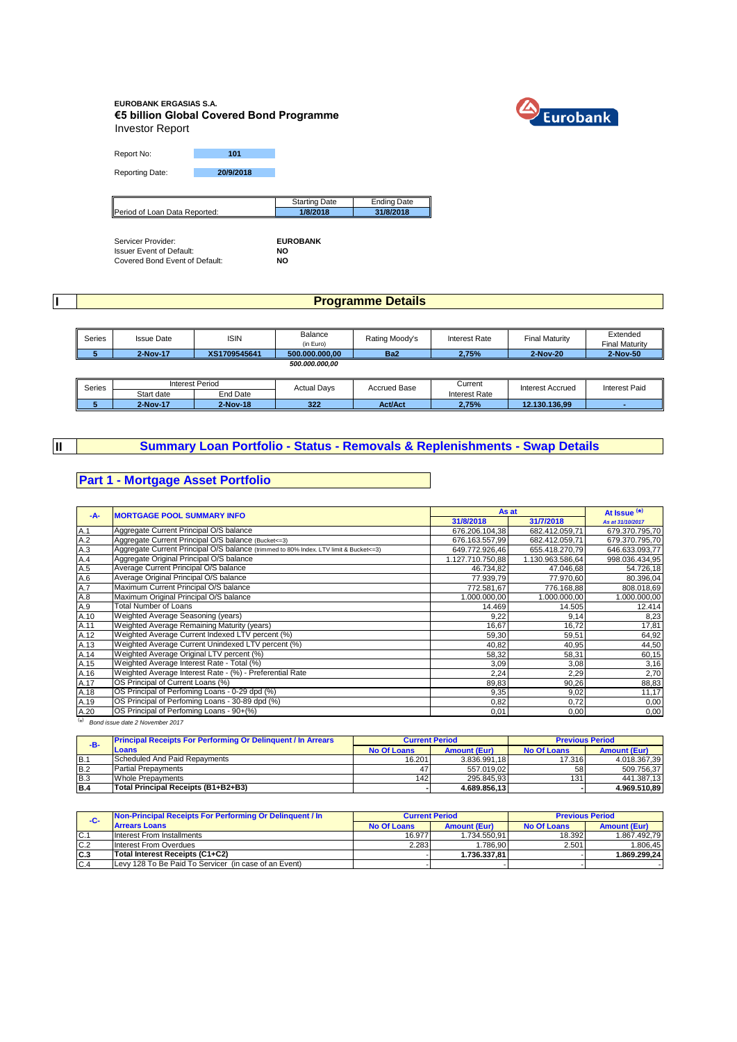**EUROBANK ERGASIAS S.A.**

**€5 billion Global Covered Bond Programme**

Investor Report

| | |
|---|---|
| Report No: | **101** |
| Reporting Date: | **20/9/2018** |

| | Starting Date | Ending Date |
|---|---|---|
| Period of Loan Data Reported: | **1/8/2018** | **31/8/2018** |

| | |
|---|---|
| Servicer Provider: | **EUROBANK** |
| Issuer Event of Default: | **NO** |
| Covered Bond Event of Default: | **NO** |

# I Programme Details

| Series | Issue Date | ISIN | Balance (in Euro) | Rating Moody's | Interest Rate | Final Maturity | Extended Final Maturity |
|---|---|---|---|---|---|---|---|
| **5** | **2-Nov-17** | **XS1709545641** | **500.000.000,00** | **Ba2** | **2,75%** | **2-Nov-20** | **2-Nov-50** |
| | | | ***500.000.000,00*** | | | | |

| Series | Interest Period | | Actual Days | Accrued Base | Current Interest Rate | Interest Accrued | Interest Paid |
|---|---|---|---|---|---|---|---|
| | Start date | End Date | | | | | |
| **5** | **2-Nov-17** | **2-Nov-18** | **322** | **Act/Act** | **2,75%** | **12.130.136,99** | **-** |

# II Summary Loan Portfolio - Status - Removals & Replenishments - Swap Details

## Part 1 - Mortgage Asset Portfolio

| -A- | MORTGAGE POOL SUMMARY INFO | As at | | At Issue (*) |
|---|---|---|---|---|
| | | 31/8/2018 | 31/7/2018 | As at 31/10/2017 |
| A.1 | Aggregate Current Principal O/S balance | 676.206.104,38 | 682.412.059,71 | 679.370.795,70 |
| A.2 | Aggregate Current Principal O/S balance (Bucket<=3) | 676.163.557,99 | 682.412.059,71 | 679.370.795,70 |
| A.3 | Aggregate Current Principal O/S balance (trimmed to 80% Index. LTV limit & Bucket<=3) | 649.772.926,46 | 655.418.270,79 | 646.633.093,77 |
| A.4 | Aggregate Original Principal O/S balance | 1.127.710.750,88 | 1.130.963.586,64 | 998.036.434,95 |
| A.5 | Average Current Principal O/S balance | 46.734,82 | 47.046,68 | 54.726,18 |
| A.6 | Average Original Principal O/S balance | 77.939,79 | 77.970,60 | 80.396,04 |
| A.7 | Maximum Current Principal O/S balance | 772.581,67 | 776.168,88 | 808.018,69 |
| A.8 | Maximum Original Principal O/S balance | 1.000.000,00 | 1.000.000,00 | 1.000.000,00 |
| A.9 | Total Number of Loans | 14.469 | 14.505 | 12.414 |
| A.10 | Weighted Average Seasoning (years) | 9,22 | 9,14 | 8,23 |
| A.11 | Weighted Average Remaining Maturity (years) | 16,67 | 16,72 | 17,81 |
| A.12 | Weighted Average Current Indexed LTV percent (%) | 59,30 | 59,51 | 64,92 |
| A.13 | Weighted Average Current Unindexed LTV percent (%) | 40,82 | 40,95 | 44,50 |
| A.14 | Weighted Average Original LTV percent (%) | 58,32 | 58,31 | 60,15 |
| A.15 | Weighted Average Interest Rate - Total (%) | 3,09 | 3,08 | 3,16 |
| A.16 | Weighted Average Interest Rate - (%) - Preferential Rate | 2,24 | 2,29 | 2,70 |
| A.17 | OS Principal of Current Loans (%) | 89,83 | 90,26 | 88,83 |
| A.18 | OS Principal of Perfoming Loans - 0-29 dpd (%) | 9,35 | 9,02 | 11,17 |
| A.19 | OS Principal of Perfoming Loans - 30-89 dpd (%) | 0,82 | 0,72 | 0,00 |
| A.20 | OS Principal of Perfoming Loans - 90+(%) | 0,01 | 0,00 | 0,00 |

(*) *Bond issue date 2 November 2017*

| -B- | Principal Receipts For Performing Or Delinquent / In Arrears Loans | Current Period | | Previous Period | |
|---|---|---|---|---|---|
| | | No Of Loans | Amount (Eur) | No Of Loans | Amount (Eur) |
| B.1 | Scheduled And Paid Repayments | 16.201 | 3.836.991,18 | 17.316 | 4.018.367,39 |
| B.2 | Partial Prepayments | 47 | 557.019,02 | 58 | 509.756,37 |
| B.3 | Whole Prepayments | 142 | 295.845,93 | 131 | 441.387,13 |
| **B.4** | **Total Principal Receipts (B1+B2+B3)** | - | **4.689.856,13** | - | **4.969.510,89** |

| -C- | Non-Principal Receipts For Performing Or Delinquent / In Arrears Loans | Current Period | | Previous Period | |
|---|---|---|---|---|---|
| | | No Of Loans | Amount (Eur) | No Of Loans | Amount (Eur) |
| C.1 | Interest From Installments | 16.977 | 1.734.550,91 | 18.392 | 1.867.492,79 |
| C.2 | Interest From Overdues | 2.283 | 1.786,90 | 2.501 | 1.806,45 |
| **C.3** | **Total Interest Receipts (C1+C2)** | - | **1.736.337,81** | - | **1.869.299,24** |
| C.4 | Levy 128 To Be Paid To Servicer (in case of an Event) | - | - | - | - |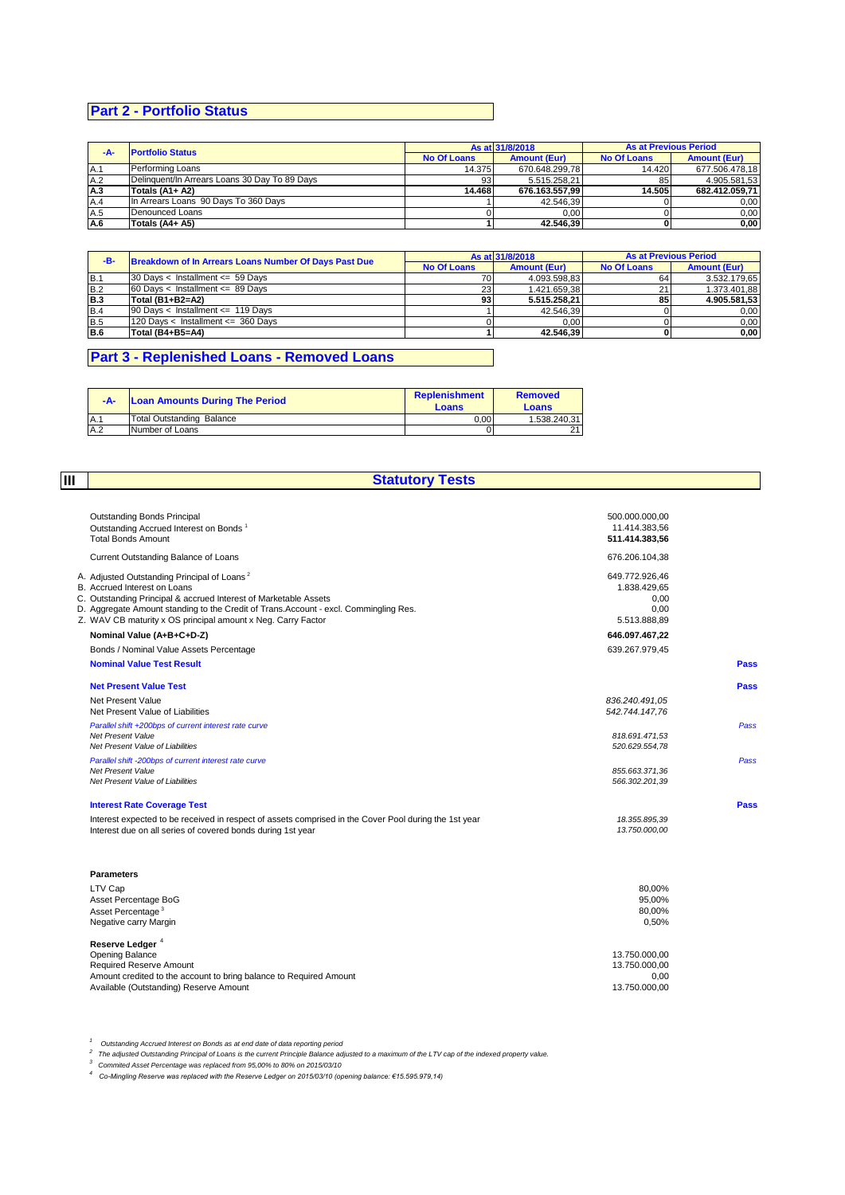## Part 2 - Portfolio Status

| -A- | Portfolio Status | As at 31/8/2018 | | As at Previous Period | |
|---|---|---|---|---|---|
| | | No Of Loans | Amount (Eur) | No Of Loans | Amount (Eur) |
| A.1 | Performing Loans | 14.375 | 670.648.299,78 | 14.420 | 677.506.478,18 |
| A.2 | Delinquent/In Arrears Loans 30 Day To 89 Days | 93 | 5.515.258,21 | 85 | 4.905.581,53 |
| **A.3** | **Totals (A1+ A2)** | **14.468** | **676.163.557,99** | **14.505** | **682.412.059,71** |
| A.4 | In Arrears Loans 90 Days To 360 Days | 1 | 42.546,39 | 0 | 0,00 |
| A.5 | Denounced Loans | 0 | 0,00 | 0 | 0,00 |
| **A.6** | **Totals (A4+ A5)** | **1** | **42.546,39** | **0** | **0,00** |

| -B- | Breakdown of In Arrears Loans Number Of Days Past Due | As at 31/8/2018 | | As at Previous Period | |
|---|---|---|---|---|---|
| | | No Of Loans | Amount (Eur) | No Of Loans | Amount (Eur) |
| B.1 | 30 Days < Installment <= 59 Days | 70 | 4.093.598,83 | 64 | 3.532.179,65 |
| B.2 | 60 Days < Installment <= 89 Days | 23 | 1.421.659,38 | 21 | 1.373.401,88 |
| **B.3** | **Total (B1+B2=A2)** | **93** | **5.515.258,21** | **85** | **4.905.581,53** |
| B.4 | 90 Days < Installment <= 119 Days | 1 | 42.546,39 | 0 | 0,00 |
| B.5 | 120 Days < Installment <= 360 Days | 0 | 0,00 | 0 | 0,00 |
| **B.6** | **Total (B4+B5=A4)** | **1** | **42.546,39** | **0** | **0,00** |

## Part 3 - Replenished Loans - Removed Loans

| -A- | Loan Amounts During The Period | Replenishment Loans | Removed Loans |
|---|---|---|---|
| A.1 | Total Outstanding Balance | 0,00 | 1.538.240,31 |
| A.2 | Number of Loans | 0 | 21 |

## III Statutory Tests

| | | |
|---|---|---|
| Outstanding Bonds Principal | 500.000.000,00 | |
| Outstanding Accrued Interest on Bonds [1] | 11.414.383,56 | |
| Total Bonds Amount | **511.414.383,56** | |
| Current Outstanding Balance of Loans | 676.206.104,38 | |
| A. Adjusted Outstanding Principal of Loans [2] | 649.772.926,46 | |
| B. Accrued Interest on Loans | 1.838.429,65 | |
| C. Outstanding Principal & accrued Interest of Marketable Assets | 0,00 | |
| D. Aggregate Amount standing to the Credit of Trans.Account - excl. Commingling Res. | 0,00 | |
| Z. WAV CB maturity x OS principal amount x Neg. Carry Factor | 5.513.888,89 | |
| **Nominal Value (A+B+C+D-Z)** | **646.097.467,22** | |
| Bonds / Nominal Value Assets Percentage | 639.267.979,45 | |
| **Nominal Value Test Result** | | **Pass** |
| **Net Present Value Test** | | **Pass** |
| Net Present Value | *836.240.491,05* | |
| Net Present Value of Liabilities | *542.744.147,76* | |
| *Parallel shift +200bps of current interest rate curve* | | *Pass* |
| *Net Present Value* | *818.691.471,53* | |
| *Net Present Value of Liabilities* | *520.629.554,78* | |
| *Parallel shift -200bps of current interest rate curve* | | *Pass* |
| *Net Present Value* | *855.663.371,36* | |
| *Net Present Value of Liabilities* | *566.302.201,39* | |
| **Interest Rate Coverage Test** | | **Pass** |
| Interest expected to be received in respect of assets comprised in the Cover Pool during the 1st year | *18.355.895,39* | |
| Interest due on all series of covered bonds during 1st year | *13.750.000,00* | |

**Parameters**

| | |
|---|---|
| LTV Cap | 80,00% |
| Asset Percentage BoG | 95,00% |
| Asset Percentage [3] | 80,00% |
| Negative carry Margin | 0,50% |

**Reserve Ledger** [4]

| | |
|---|---|
| Opening Balance | 13.750.000,00 |
| Required Reserve Amount | 13.750.000,00 |
| Amount credited to the account to bring balance to Required Amount | 0,00 |
| Available (Outstanding) Reserve Amount | 13.750.000,00 |

[1] *Outstanding Accrued Interest on Bonds as at end date of data reporting period*

[2] *The adjusted Outstanding Principal of Loans is the current Principle Balance adjusted to a maximum of the LTV cap of the indexed property value.*

[3] *Commited Asset Percentage was replaced from 95,00% to 80% on 2015/03/10*

[4] *Co-Mingling Reserve was replaced with the Reserve Ledger on 2015/03/10 (opening balance: €15.595.979,14)*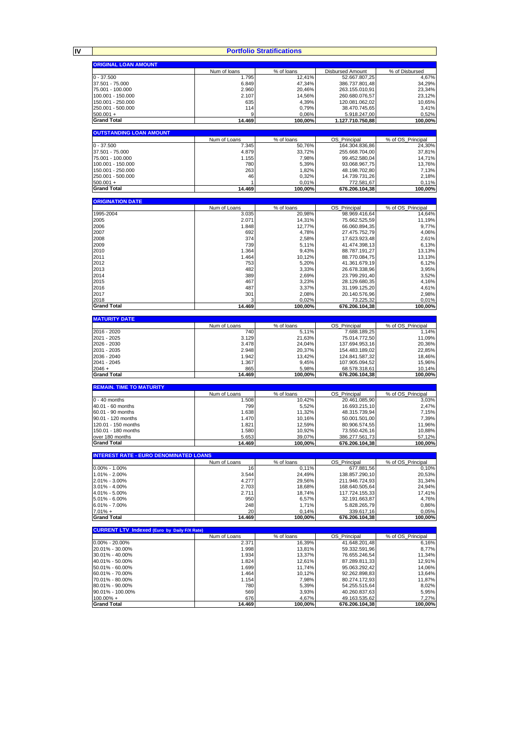# IV Portfolio Stratifications

| ORIGINAL LOAN AMOUNT | Num of loans | % of loans | Disbursed Amount | % of Disbursed |
|---|---|---|---|---|
| 0 - 37.500 | 1.795 | 12,41% | 52.667.807,25 | 4,67% |
| 37.501 - 75.000 | 6.849 | 47,34% | 386.737.801,48 | 34,29% |
| 75.001 - 100.000 | 2.960 | 20,46% | 263.155.010,91 | 23,34% |
| 100.001 - 150.000 | 2.107 | 14,56% | 260.680.076,57 | 23,12% |
| 150.001 - 250.000 | 635 | 4,39% | 120.081.062,02 | 10,65% |
| 250.001 - 500.000 | 114 | 0,79% | 38.470.745,65 | 3,41% |
| 500.001 + | 9 | 0,06% | 5.918.247,00 | 0,52% |
| **Grand Total** | **14.469** | **100,00%** | **1.127.710.750,88** | **100,00%** |

| OUTSTANDING LOAN AMOUNT | Num of Loans | % of loans | OS_Principal | % of OS_Principal |
|---|---|---|---|---|
| 0 - 37.500 | 7.345 | 50,76% | 164.304.836,86 | 24,30% |
| 37.501 - 75.000 | 4.879 | 33,72% | 255.668.704,00 | 37,81% |
| 75.001 - 100.000 | 1.155 | 7,98% | 99.452.580,04 | 14,71% |
| 100.001 - 150.000 | 780 | 5,39% | 93.068.967,75 | 13,76% |
| 150.001 - 250.000 | 263 | 1,82% | 48.198.702,80 | 7,13% |
| 250.001 - 500.000 | 46 | 0,32% | 14.739.731,26 | 2,18% |
| 500.001 + | 1 | 0,01% | 772.581,67 | 0,11% |
| **Grand Total** | **14.469** | **100,00%** | **676.206.104,38** | **100,00%** |

| ORIGINATION DATE | Num of Loans | % of loans | OS_Principal | % of OS_Principal |
|---|---|---|---|---|
| 1995-2004 | 3.035 | 20,98% | 98.969.416,64 | 14,64% |
| 2005 | 2.071 | 14,31% | 75.662.525,59 | 11,19% |
| 2006 | 1.848 | 12,77% | 66.060.894,35 | 9,77% |
| 2007 | 692 | 4,78% | 27.475.752,79 | 4,06% |
| 2008 | 374 | 2,58% | 17.623.923,48 | 2,61% |
| 2009 | 739 | 5,11% | 41.474.398,13 | 6,13% |
| 2010 | 1.364 | 9,43% | 88.787.191,27 | 13,13% |
| 2011 | 1.464 | 10,12% | 88.770.084,75 | 13,13% |
| 2012 | 753 | 5,20% | 41.361.679,19 | 6,12% |
| 2013 | 482 | 3,33% | 26.678.338,96 | 3,95% |
| 2014 | 389 | 2,69% | 23.799.291,40 | 3,52% |
| 2015 | 467 | 3,23% | 28.129.680,35 | 4,16% |
| 2016 | 487 | 3,37% | 31.199.125,20 | 4,61% |
| 2017 | 301 | 2,08% | 20.140.576,96 | 2,98% |
| 2018 | 3 | 0,02% | 73.225,32 | 0,01% |
| **Grand Total** | **14.469** | **100,00%** | **676.206.104,38** | **100,00%** |

| MATURITY DATE | Num of Loans | % of loans | OS_Principal | % of OS_Principal |
|---|---|---|---|---|
| 2016 - 2020 | 740 | 5,11% | 7.688.189,25 | 1,14% |
| 2021 - 2025 | 3.129 | 21,63% | 75.014.772,50 | 11,09% |
| 2026 - 2030 | 3.478 | 24,04% | 137.694.953,16 | 20,36% |
| 2031 - 2035 | 2.948 | 20,37% | 154.483.189,02 | 22,85% |
| 2036 - 2040 | 1.942 | 13,42% | 124.841.587,32 | 18,46% |
| 2041 - 2045 | 1.367 | 9,45% | 107.905.094,52 | 15,96% |
| 2046 + | 865 | 5,98% | 68.578.318,61 | 10,14% |
| **Grand Total** | **14.469** | **100,00%** | **676.206.104,38** | **100,00%** |

| REMAIN. TIME TO MATURITY | Num of Loans | % of loans | OS_Principal | % of OS_Principal |
|---|---|---|---|---|
| 0 - 40 months | 1.508 | 10,42% | 20.461.085,90 | 3,03% |
| 40.01 - 60 months | 799 | 5,52% | 16.693.215,10 | 2,47% |
| 60.01 - 90 months | 1.638 | 11,32% | 48.315.739,94 | 7,15% |
| 90.01 - 120 months | 1.470 | 10,16% | 50.001.501,00 | 7,39% |
| 120.01 - 150 months | 1.821 | 12,59% | 80.906.574,55 | 11,96% |
| 150.01 - 180 months | 1.580 | 10,92% | 73.550.426,16 | 10,88% |
| over 180 months | 5.653 | 39,07% | 386.277.561,73 | 57,12% |
| **Grand Total** | **14.469** | **100,00%** | **676.206.104,38** | **100,00%** |

| INTEREST RATE - EURO DENOMINATED LOANS | Num of Loans | % of loans | OS_Principal | % of OS_Principal |
|---|---|---|---|---|
| 0.00% - 1.00% | 16 | 0,11% | 677.881,56 | 0,10% |
| 1.01% - 2.00% | 3.544 | 24,49% | 138.857.290,10 | 20,53% |
| 2.01% - 3.00% | 4.277 | 29,56% | 211.946.724,93 | 31,34% |
| 3.01% - 4.00% | 2.703 | 18,68% | 168.640.505,64 | 24,94% |
| 4.01% - 5.00% | 2.711 | 18,74% | 117.724.155,33 | 17,41% |
| 5.01% - 6.00% | 950 | 6,57% | 32.191.663,87 | 4,76% |
| 6.01% - 7.00% | 248 | 1,71% | 5.828.265,79 | 0,86% |
| 7.01% + | 20 | 0,14% | 339.617,16 | 0,05% |
| **Grand Total** | **14.469** | **100,00%** | **676.206.104,38** | **100,00%** |

| CURRENT LTV_Indexed (Euro by Daily F/X Rate) | Num of Loans | % of loans | OS_Principal | % of OS_Principal |
|---|---|---|---|---|
| 0.00% - 20.00% | 2.371 | 16,39% | 41.648.201,48 | 6,16% |
| 20.01% - 30.00% | 1.998 | 13,81% | 59.332.591,96 | 8,77% |
| 30.01% - 40.00% | 1.934 | 13,37% | 76.655.246,54 | 11,34% |
| 40.01% - 50.00% | 1.824 | 12,61% | 87.289.811,33 | 12,91% |
| 50.01% - 60.00% | 1.699 | 11,74% | 95.063.292,42 | 14,06% |
| 60.01% - 70.00% | 1.464 | 10,12% | 92.262.898,83 | 13,64% |
| 70.01% - 80.00% | 1.154 | 7,98% | 80.274.172,93 | 11,87% |
| 80.01% - 90.00% | 780 | 5,39% | 54.255.515,64 | 8,02% |
| 90.01% - 100.00% | 569 | 3,93% | 40.260.837,63 | 5,95% |
| 100.00% + | 676 | 4,67% | 49.163.535,62 | 7,27% |
| **Grand Total** | **14.469** | **100,00%** | **676.206.104,38** | **100,00%** |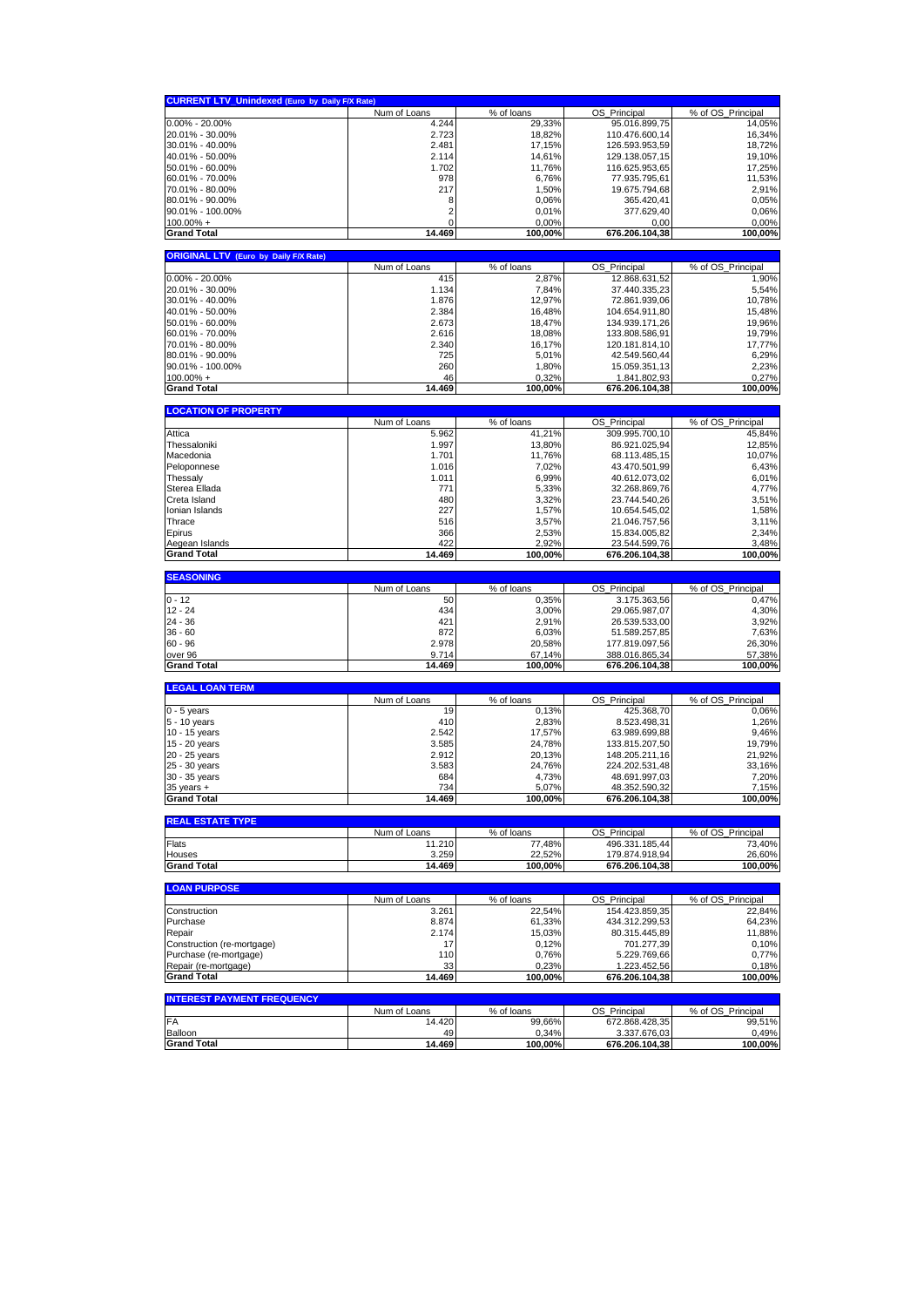## CURRENT LTV_Unindexed (Euro by Daily F/X Rate)

| | Num of Loans | % of loans | OS_Principal | % of OS_Principal |
|---|---|---|---|---|
| 0.00% - 20.00% | 4.244 | 29,33% | 95.016.899,75 | 14,05% |
| 20.01% - 30.00% | 2.723 | 18,82% | 110.476.600,14 | 16,34% |
| 30.01% - 40.00% | 2.481 | 17,15% | 126.593.953,59 | 18,72% |
| 40.01% - 50.00% | 2.114 | 14,61% | 129.138.057,15 | 19,10% |
| 50.01% - 60.00% | 1.702 | 11,76% | 116.625.953,65 | 17,25% |
| 60.01% - 70.00% | 978 | 6,76% | 77.935.795,61 | 11,53% |
| 70.01% - 80.00% | 217 | 1,50% | 19.675.794,68 | 2,91% |
| 80.01% - 90.00% | 8 | 0,06% | 365.420,41 | 0,05% |
| 90.01% - 100.00% | 2 | 0,01% | 377.629,40 | 0,06% |
| 100.00% + | 0 | 0,00% | 0,00 | 0,00% |
| **Grand Total** | **14.469** | **100,00%** | **676.206.104,38** | **100,00%** |

## ORIGINAL LTV (Euro by Daily F/X Rate)

| | Num of Loans | % of loans | OS_Principal | % of OS_Principal |
|---|---|---|---|---|
| 0.00% - 20.00% | 415 | 2,87% | 12.868.631,52 | 1,90% |
| 20.01% - 30.00% | 1.134 | 7,84% | 37.440.335,23 | 5,54% |
| 30.01% - 40.00% | 1.876 | 12,97% | 72.861.939,06 | 10,78% |
| 40.01% - 50.00% | 2.384 | 16,48% | 104.654.911,80 | 15,48% |
| 50.01% - 60.00% | 2.673 | 18,47% | 134.939.171,26 | 19,96% |
| 60.01% - 70.00% | 2.616 | 18,08% | 133.808.586,91 | 19,79% |
| 70.01% - 80.00% | 2.340 | 16,17% | 120.181.814,10 | 17,77% |
| 80.01% - 90.00% | 725 | 5,01% | 42.549.560,44 | 6,29% |
| 90.01% - 100.00% | 260 | 1,80% | 15.059.351,13 | 2,23% |
| 100.00% + | 46 | 0,32% | 1.841.802,93 | 0,27% |
| **Grand Total** | **14.469** | **100,00%** | **676.206.104,38** | **100,00%** |

## LOCATION OF PROPERTY

| | Num of Loans | % of loans | OS_Principal | % of OS_Principal |
|---|---|---|---|---|
| Attica | 5.962 | 41,21% | 309.995.700,10 | 45,84% |
| Thessaloniki | 1.997 | 13,80% | 86.921.025,94 | 12,85% |
| Macedonia | 1.701 | 11,76% | 68.113.485,15 | 10,07% |
| Peloponnese | 1.016 | 7,02% | 43.470.501,99 | 6,43% |
| Thessaly | 1.011 | 6,99% | 40.612.073,02 | 6,01% |
| Sterea Ellada | 771 | 5,33% | 32.268.869,76 | 4,77% |
| Creta Island | 480 | 3,32% | 23.744.540,26 | 3,51% |
| Ionian Islands | 227 | 1,57% | 10.654.545,02 | 1,58% |
| Thrace | 516 | 3,57% | 21.046.757,56 | 3,11% |
| Epirus | 366 | 2,53% | 15.834.005,82 | 2,34% |
| Aegean Islands | 422 | 2,92% | 23.544.599,76 | 3,48% |
| **Grand Total** | **14.469** | **100,00%** | **676.206.104,38** | **100,00%** |

## SEASONING

| | Num of Loans | % of loans | OS_Principal | % of OS_Principal |
|---|---|---|---|---|
| 0 - 12 | 50 | 0,35% | 3.175.363,56 | 0,47% |
| 12 - 24 | 434 | 3,00% | 29.065.987,07 | 4,30% |
| 24 - 36 | 421 | 2,91% | 26.539.533,00 | 3,92% |
| 36 - 60 | 872 | 6,03% | 51.589.257,85 | 7,63% |
| 60 - 96 | 2.978 | 20,58% | 177.819.097,56 | 26,30% |
| over 96 | 9.714 | 67,14% | 388.016.865,34 | 57,38% |
| **Grand Total** | **14.469** | **100,00%** | **676.206.104,38** | **100,00%** |

## LEGAL LOAN TERM

| | Num of Loans | % of loans | OS_Principal | % of OS_Principal |
|---|---|---|---|---|
| 0 - 5 years | 19 | 0,13% | 425.368,70 | 0,06% |
| 5 - 10 years | 410 | 2,83% | 8.523.498,31 | 1,26% |
| 10 - 15 years | 2.542 | 17,57% | 63.989.699,88 | 9,46% |
| 15 - 20 years | 3.585 | 24,78% | 133.815.207,50 | 19,79% |
| 20 - 25 years | 2.912 | 20,13% | 148.205.211,16 | 21,92% |
| 25 - 30 years | 3.583 | 24,76% | 224.202.531,48 | 33,16% |
| 30 - 35 years | 684 | 4,73% | 48.691.997,03 | 7,20% |
| 35 years + | 734 | 5,07% | 48.352.590,32 | 7,15% |
| **Grand Total** | **14.469** | **100,00%** | **676.206.104,38** | **100,00%** |

## REAL ESTATE TYPE

| | Num of Loans | % of loans | OS_Principal | % of OS_Principal |
|---|---|---|---|---|
| Flats | 11.210 | 77,48% | 496.331.185,44 | 73,40% |
| Houses | 3.259 | 22,52% | 179.874.918,94 | 26,60% |
| **Grand Total** | **14.469** | **100,00%** | **676.206.104,38** | **100,00%** |

## LOAN PURPOSE

| | Num of Loans | % of loans | OS_Principal | % of OS_Principal |
|---|---|---|---|---|
| Construction | 3.261 | 22,54% | 154.423.859,35 | 22,84% |
| Purchase | 8.874 | 61,33% | 434.312.299,53 | 64,23% |
| Repair | 2.174 | 15,03% | 80.315.445,89 | 11,88% |
| Construction (re-mortgage) | 17 | 0,12% | 701.277,39 | 0,10% |
| Purchase (re-mortgage) | 110 | 0,76% | 5.229.769,66 | 0,77% |
| Repair (re-mortgage) | 33 | 0,23% | 1.223.452,56 | 0,18% |
| **Grand Total** | **14.469** | **100,00%** | **676.206.104,38** | **100,00%** |

## INTEREST PAYMENT FREQUENCY

| | Num of Loans | % of loans | OS_Principal | % of OS_Principal |
|---|---|---|---|---|
| FA | 14.420 | 99,66% | 672.868.428,35 | 99,51% |
| Balloon | 49 | 0,34% | 3.337.676,03 | 0,49% |
| **Grand Total** | **14.469** | **100,00%** | **676.206.104,38** | **100,00%** |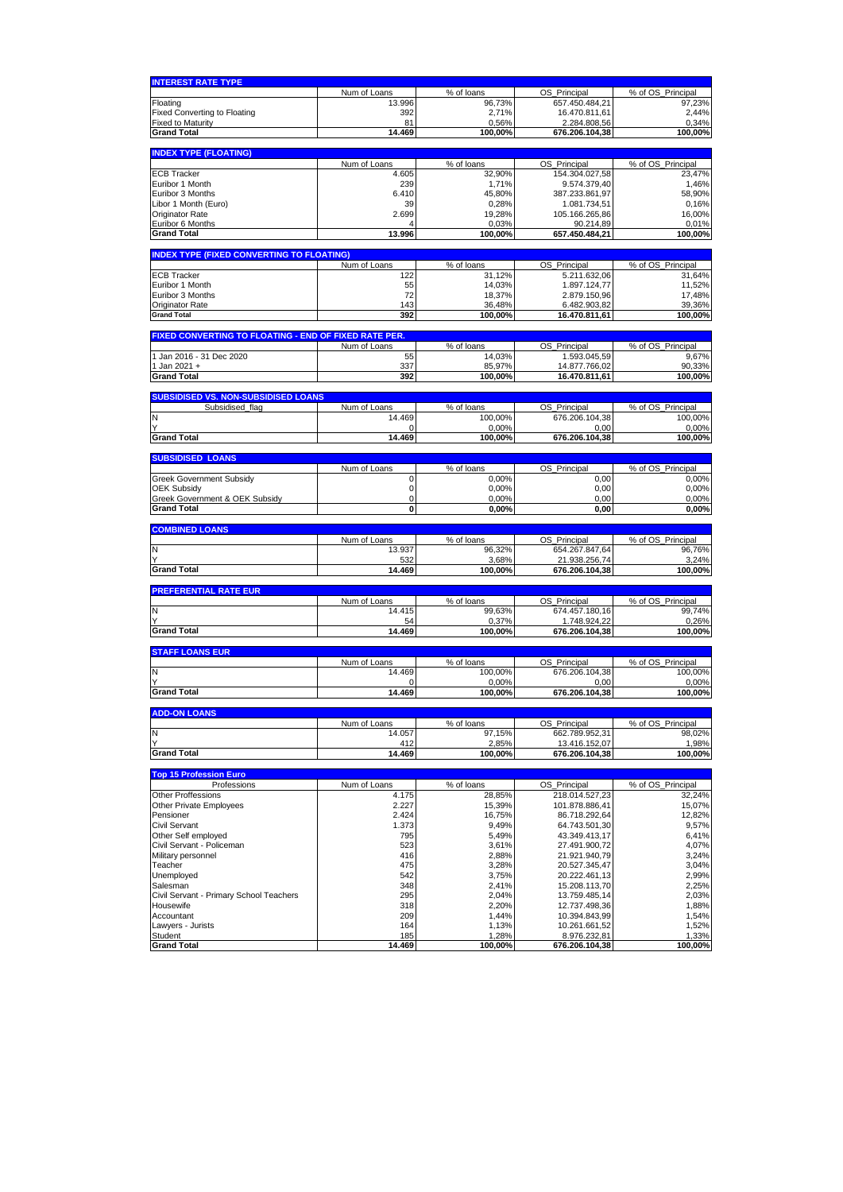## INTEREST RATE TYPE

| | Num of Loans | % of loans | OS_Principal | % of OS_Principal |
|---|---|---|---|---|
| Floating | 13.996 | 96,73% | 657.450.484,21 | 97,23% |
| Fixed Converting to Floating | 392 | 2,71% | 16.470.811,61 | 2,44% |
| Fixed to Maturity | 81 | 0,56% | 2.284.808,56 | 0,34% |
| **Grand Total** | **14.469** | **100,00%** | **676.206.104,38** | **100,00%** |

## INDEX TYPE (FLOATING)

| | Num of Loans | % of loans | OS_Principal | % of OS_Principal |
|---|---|---|---|---|
| ECB Tracker | 4.605 | 32,90% | 154.304.027,58 | 23,47% |
| Euribor 1 Month | 239 | 1,71% | 9.574.379,40 | 1,46% |
| Euribor 3 Months | 6.410 | 45,80% | 387.233.861,97 | 58,90% |
| Libor 1 Month (Euro) | 39 | 0,28% | 1.081.734,51 | 0,16% |
| Originator Rate | 2.699 | 19,28% | 105.166.265,86 | 16,00% |
| Euribor 6 Months | 4 | 0,03% | 90.214,89 | 0,01% |
| **Grand Total** | **13.996** | **100,00%** | **657.450.484,21** | **100,00%** |

## INDEX TYPE (FIXED CONVERTING TO FLOATING)

| | Num of Loans | % of loans | OS_Principal | % of OS_Principal |
|---|---|---|---|---|
| ECB Tracker | 122 | 31,12% | 5.211.632,06 | 31,64% |
| Euribor 1 Month | 55 | 14,03% | 1.897.124,77 | 11,52% |
| Euribor 3 Months | 72 | 18,37% | 2.879.150,96 | 17,48% |
| Originator Rate | 143 | 36,48% | 6.482.903,82 | 39,36% |
| **Grand Total** | **392** | **100,00%** | **16.470.811,61** | **100,00%** |

## FIXED CONVERTING TO FLOATING - END OF FIXED RATE PER.

| | Num of Loans | % of loans | OS_Principal | % of OS_Principal |
|---|---|---|---|---|
| 1 Jan 2016 - 31 Dec 2020 | 55 | 14,03% | 1.593.045,59 | 9,67% |
| 1 Jan 2021 + | 337 | 85,97% | 14.877.766,02 | 90,33% |
| **Grand Total** | **392** | **100,00%** | **16.470.811,61** | **100,00%** |

## SUBSIDISED VS. NON-SUBSIDISED LOANS

| Subsidised_flag | Num of Loans | % of loans | OS_Principal | % of OS_Principal |
|---|---|---|---|---|
| N | 14.469 | 100,00% | 676.206.104,38 | 100,00% |
| Y | 0 | 0,00% | 0,00 | 0,00% |
| **Grand Total** | **14.469** | **100,00%** | **676.206.104,38** | **100,00%** |

## SUBSIDISED LOANS

| | Num of Loans | % of loans | OS_Principal | % of OS_Principal |
|---|---|---|---|---|
| Greek Government Subsidy | 0 | 0,00% | 0,00 | 0,00% |
| OEK Subsidy | 0 | 0,00% | 0,00 | 0,00% |
| Greek Government & OEK Subsidy | 0 | 0,00% | 0,00 | 0,00% |
| **Grand Total** | **0** | **0,00%** | **0,00** | **0,00%** |

## COMBINED LOANS

| | Num of Loans | % of loans | OS_Principal | % of OS_Principal |
|---|---|---|---|---|
| N | 13.937 | 96,32% | 654.267.847,64 | 96,76% |
| Y | 532 | 3,68% | 21.938.256,74 | 3,24% |
| **Grand Total** | **14.469** | **100,00%** | **676.206.104,38** | **100,00%** |

## PREFERENTIAL RATE EUR

| | Num of Loans | % of loans | OS_Principal | % of OS_Principal |
|---|---|---|---|---|
| N | 14.415 | 99,63% | 674.457.180,16 | 99,74% |
| Y | 54 | 0,37% | 1.748.924,22 | 0,26% |
| **Grand Total** | **14.469** | **100,00%** | **676.206.104,38** | **100,00%** |

## STAFF LOANS EUR

| | Num of Loans | % of loans | OS_Principal | % of OS_Principal |
|---|---|---|---|---|
| N | 14.469 | 100,00% | 676.206.104,38 | 100,00% |
| Y | 0 | 0,00% | 0,00 | 0,00% |
| **Grand Total** | **14.469** | **100,00%** | **676.206.104,38** | **100,00%** |

## ADD-ON LOANS

| | Num of Loans | % of loans | OS_Principal | % of OS_Principal |
|---|---|---|---|---|
| N | 14.057 | 97,15% | 662.789.952,31 | 98,02% |
| Y | 412 | 2,85% | 13.416.152,07 | 1,98% |
| **Grand Total** | **14.469** | **100,00%** | **676.206.104,38** | **100,00%** |

## Top 15 Profession Euro

| Professions | Num of Loans | % of loans | OS_Principal | % of OS_Principal |
|---|---|---|---|---|
| Other Proffessions | 4.175 | 28,85% | 218.014.527,23 | 32,24% |
| Other Private Employees | 2.227 | 15,39% | 101.878.886,41 | 15,07% |
| Pensioner | 2.424 | 16,75% | 86.718.292,64 | 12,82% |
| Civil Servant | 1.373 | 9,49% | 64.743.501,30 | 9,57% |
| Other Self employed | 795 | 5,49% | 43.349.413,17 | 6,41% |
| Civil Servant - Policeman | 523 | 3,61% | 27.491.900,72 | 4,07% |
| Military personnel | 416 | 2,88% | 21.921.940,79 | 3,24% |
| Teacher | 475 | 3,28% | 20.527.345,47 | 3,04% |
| Unemployed | 542 | 3,75% | 20.222.461,13 | 2,99% |
| Salesman | 348 | 2,41% | 15.208.113,70 | 2,25% |
| Civil Servant - Primary School Teachers | 295 | 2,04% | 13.759.485,14 | 2,03% |
| Housewife | 318 | 2,20% | 12.737.498,36 | 1,88% |
| Accountant | 209 | 1,44% | 10.394.843,99 | 1,54% |
| Lawyers - Jurists | 164 | 1,13% | 10.261.661,52 | 1,52% |
| Student | 185 | 1,28% | 8.976.232,81 | 1,33% |
| **Grand Total** | **14.469** | **100,00%** | **676.206.104,38** | **100,00%** |